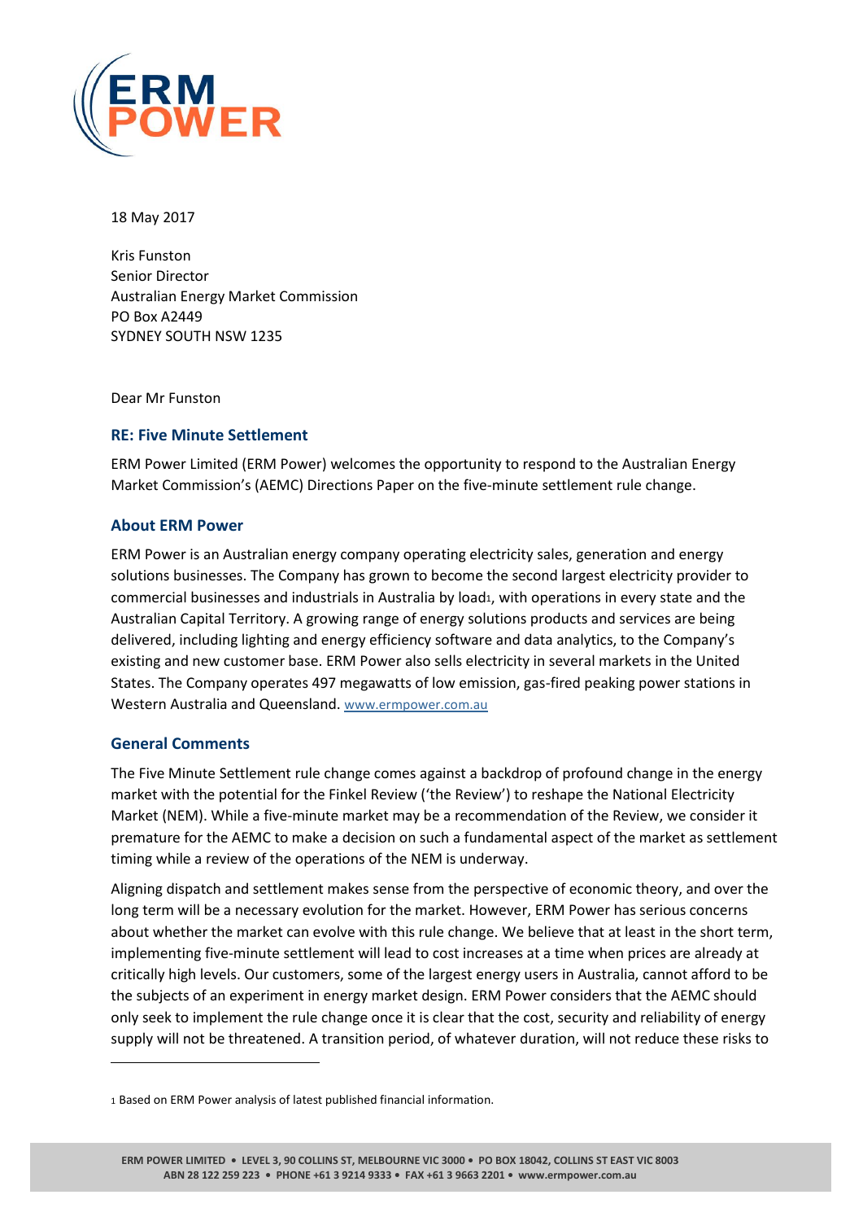18 May 2017

Kris Funston
Senior Director
Australian Energy Market Commission
PO Box A2449
SYDNEY SOUTH NSW 1235

Dear Mr Funston

## RE: Five Minute Settlement

ERM Power Limited (ERM Power) welcomes the opportunity to respond to the Australian Energy Market Commission's (AEMC) Directions Paper on the five-minute settlement rule change.

## About ERM Power

ERM Power is an Australian energy company operating electricity sales, generation and energy solutions businesses. The Company has grown to become the second largest electricity provider to commercial businesses and industrials in Australia by load[1], with operations in every state and the Australian Capital Territory. A growing range of energy solutions products and services are being delivered, including lighting and energy efficiency software and data analytics, to the Company's existing and new customer base. ERM Power also sells electricity in several markets in the United States. The Company operates 497 megawatts of low emission, gas-fired peaking power stations in Western Australia and Queensland. www.ermpower.com.au

## General Comments

The Five Minute Settlement rule change comes against a backdrop of profound change in the energy market with the potential for the Finkel Review ('the Review') to reshape the National Electricity Market (NEM). While a five-minute market may be a recommendation of the Review, we consider it premature for the AEMC to make a decision on such a fundamental aspect of the market as settlement timing while a review of the operations of the NEM is underway.

Aligning dispatch and settlement makes sense from the perspective of economic theory, and over the long term will be a necessary evolution for the market. However, ERM Power has serious concerns about whether the market can evolve with this rule change. We believe that at least in the short term, implementing five-minute settlement will lead to cost increases at a time when prices are already at critically high levels. Our customers, some of the largest energy users in Australia, cannot afford to be the subjects of an experiment in energy market design. ERM Power considers that the AEMC should only seek to implement the rule change once it is clear that the cost, security and reliability of energy supply will not be threatened. A transition period, of whatever duration, will not reduce these risks to

[1] Based on ERM Power analysis of latest published financial information.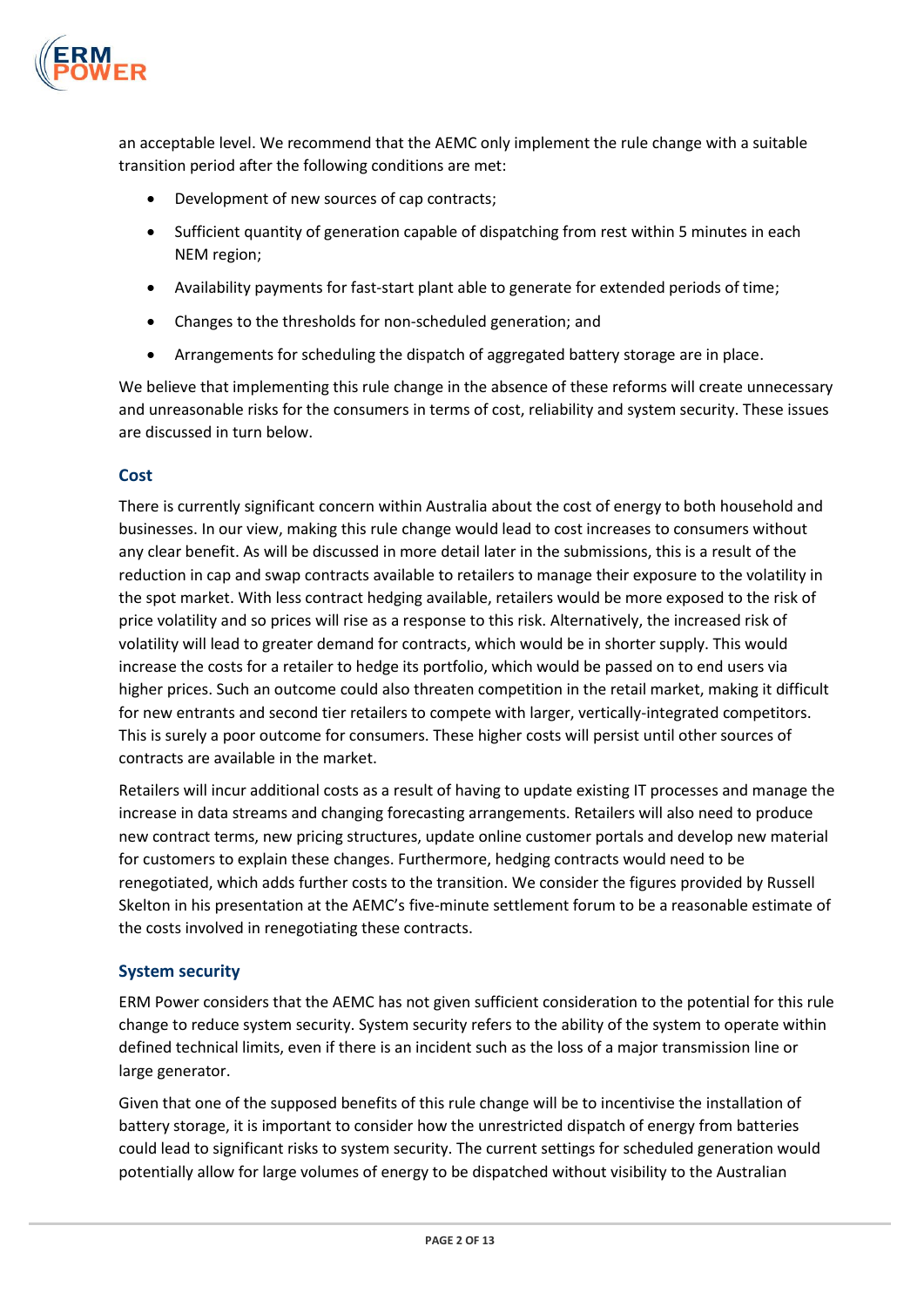an acceptable level. We recommend that the AEMC only implement the rule change with a suitable transition period after the following conditions are met:

- Development of new sources of cap contracts;
- Sufficient quantity of generation capable of dispatching from rest within 5 minutes in each NEM region;
- Availability payments for fast-start plant able to generate for extended periods of time;
- Changes to the thresholds for non-scheduled generation; and
- Arrangements for scheduling the dispatch of aggregated battery storage are in place.

We believe that implementing this rule change in the absence of these reforms will create unnecessary and unreasonable risks for the consumers in terms of cost, reliability and system security. These issues are discussed in turn below.

### Cost

There is currently significant concern within Australia about the cost of energy to both household and businesses. In our view, making this rule change would lead to cost increases to consumers without any clear benefit. As will be discussed in more detail later in the submissions, this is a result of the reduction in cap and swap contracts available to retailers to manage their exposure to the volatility in the spot market. With less contract hedging available, retailers would be more exposed to the risk of price volatility and so prices will rise as a response to this risk. Alternatively, the increased risk of volatility will lead to greater demand for contracts, which would be in shorter supply. This would increase the costs for a retailer to hedge its portfolio, which would be passed on to end users via higher prices. Such an outcome could also threaten competition in the retail market, making it difficult for new entrants and second tier retailers to compete with larger, vertically-integrated competitors. This is surely a poor outcome for consumers. These higher costs will persist until other sources of contracts are available in the market.

Retailers will incur additional costs as a result of having to update existing IT processes and manage the increase in data streams and changing forecasting arrangements. Retailers will also need to produce new contract terms, new pricing structures, update online customer portals and develop new material for customers to explain these changes. Furthermore, hedging contracts would need to be renegotiated, which adds further costs to the transition. We consider the figures provided by Russell Skelton in his presentation at the AEMC's five-minute settlement forum to be a reasonable estimate of the costs involved in renegotiating these contracts.

### System security

ERM Power considers that the AEMC has not given sufficient consideration to the potential for this rule change to reduce system security. System security refers to the ability of the system to operate within defined technical limits, even if there is an incident such as the loss of a major transmission line or large generator.

Given that one of the supposed benefits of this rule change will be to incentivise the installation of battery storage, it is important to consider how the unrestricted dispatch of energy from batteries could lead to significant risks to system security. The current settings for scheduled generation would potentially allow for large volumes of energy to be dispatched without visibility to the Australian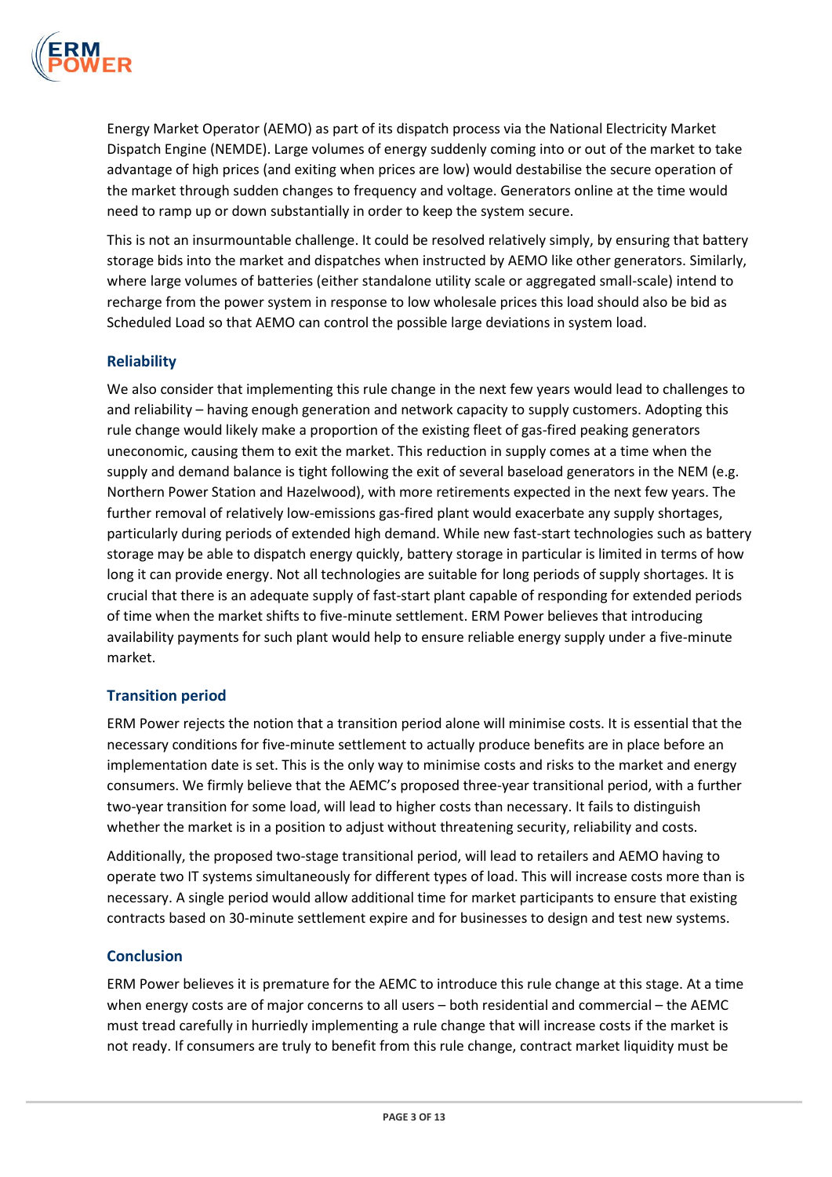Energy Market Operator (AEMO) as part of its dispatch process via the National Electricity Market Dispatch Engine (NEMDE). Large volumes of energy suddenly coming into or out of the market to take advantage of high prices (and exiting when prices are low) would destabilise the secure operation of the market through sudden changes to frequency and voltage. Generators online at the time would need to ramp up or down substantially in order to keep the system secure.

This is not an insurmountable challenge. It could be resolved relatively simply, by ensuring that battery storage bids into the market and dispatches when instructed by AEMO like other generators. Similarly, where large volumes of batteries (either standalone utility scale or aggregated small-scale) intend to recharge from the power system in response to low wholesale prices this load should also be bid as Scheduled Load so that AEMO can control the possible large deviations in system load.

### Reliability

We also consider that implementing this rule change in the next few years would lead to challenges to and reliability – having enough generation and network capacity to supply customers. Adopting this rule change would likely make a proportion of the existing fleet of gas-fired peaking generators uneconomic, causing them to exit the market. This reduction in supply comes at a time when the supply and demand balance is tight following the exit of several baseload generators in the NEM (e.g. Northern Power Station and Hazelwood), with more retirements expected in the next few years. The further removal of relatively low-emissions gas-fired plant would exacerbate any supply shortages, particularly during periods of extended high demand. While new fast-start technologies such as battery storage may be able to dispatch energy quickly, battery storage in particular is limited in terms of how long it can provide energy. Not all technologies are suitable for long periods of supply shortages. It is crucial that there is an adequate supply of fast-start plant capable of responding for extended periods of time when the market shifts to five-minute settlement. ERM Power believes that introducing availability payments for such plant would help to ensure reliable energy supply under a five-minute market.

### Transition period

ERM Power rejects the notion that a transition period alone will minimise costs. It is essential that the necessary conditions for five-minute settlement to actually produce benefits are in place before an implementation date is set. This is the only way to minimise costs and risks to the market and energy consumers. We firmly believe that the AEMC's proposed three-year transitional period, with a further two-year transition for some load, will lead to higher costs than necessary. It fails to distinguish whether the market is in a position to adjust without threatening security, reliability and costs.

Additionally, the proposed two-stage transitional period, will lead to retailers and AEMO having to operate two IT systems simultaneously for different types of load. This will increase costs more than is necessary. A single period would allow additional time for market participants to ensure that existing contracts based on 30-minute settlement expire and for businesses to design and test new systems.

### Conclusion

ERM Power believes it is premature for the AEMC to introduce this rule change at this stage. At a time when energy costs are of major concerns to all users – both residential and commercial – the AEMC must tread carefully in hurriedly implementing a rule change that will increase costs if the market is not ready. If consumers are truly to benefit from this rule change, contract market liquidity must be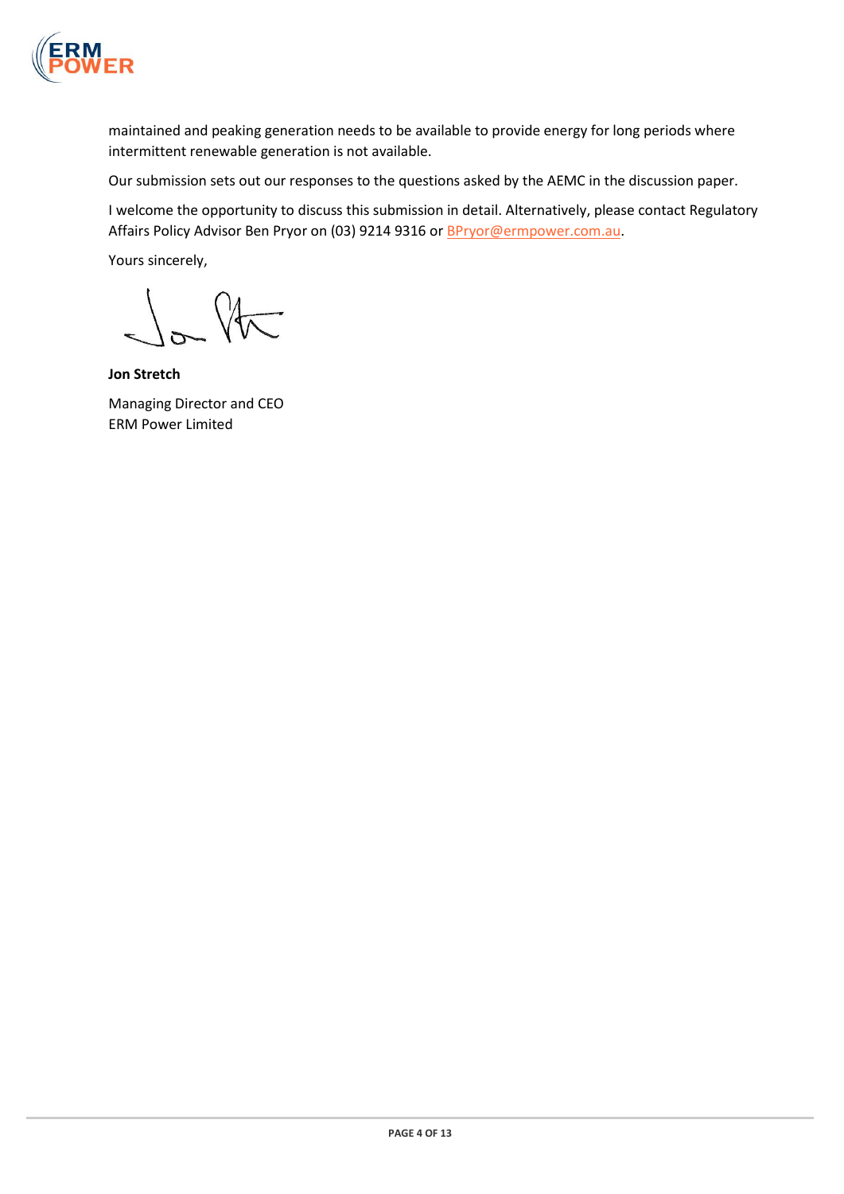maintained and peaking generation needs to be available to provide energy for long periods where intermittent renewable generation is not available.

Our submission sets out our responses to the questions asked by the AEMC in the discussion paper.

I welcome the opportunity to discuss this submission in detail. Alternatively, please contact Regulatory Affairs Policy Advisor Ben Pryor on (03) 9214 9316 or BPryor@ermpower.com.au.

Yours sincerely,

**Jon Stretch**

Managing Director and CEO
ERM Power Limited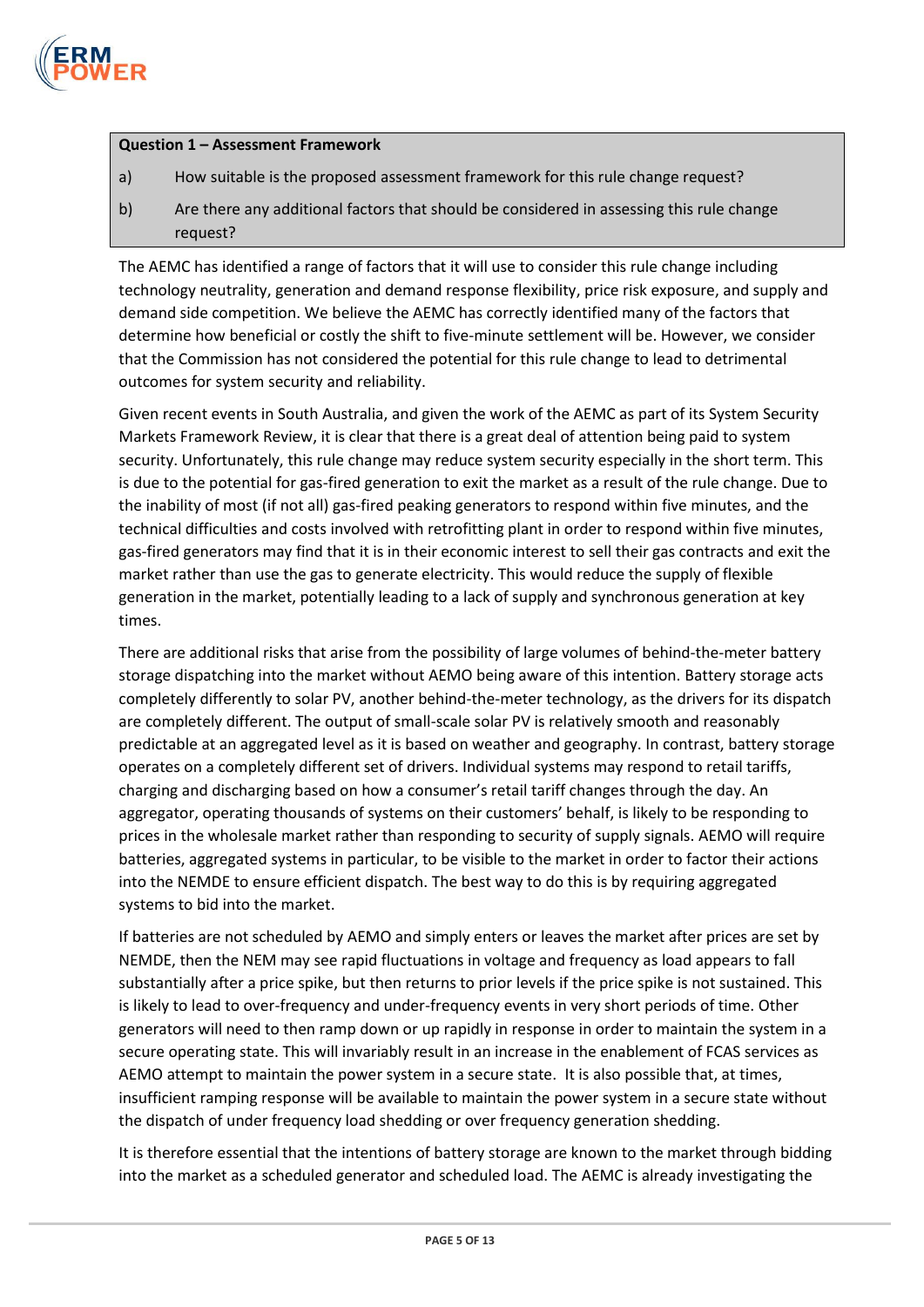| **Question 1 – Assessment Framework** |
| --- |
| a) How suitable is the proposed assessment framework for this rule change request? |
| b) Are there any additional factors that should be considered in assessing this rule change request? |

The AEMC has identified a range of factors that it will use to consider this rule change including technology neutrality, generation and demand response flexibility, price risk exposure, and supply and demand side competition. We believe the AEMC has correctly identified many of the factors that determine how beneficial or costly the shift to five-minute settlement will be. However, we consider that the Commission has not considered the potential for this rule change to lead to detrimental outcomes for system security and reliability.

Given recent events in South Australia, and given the work of the AEMC as part of its System Security Markets Framework Review, it is clear that there is a great deal of attention being paid to system security. Unfortunately, this rule change may reduce system security especially in the short term. This is due to the potential for gas-fired generation to exit the market as a result of the rule change. Due to the inability of most (if not all) gas-fired peaking generators to respond within five minutes, and the technical difficulties and costs involved with retrofitting plant in order to respond within five minutes, gas-fired generators may find that it is in their economic interest to sell their gas contracts and exit the market rather than use the gas to generate electricity. This would reduce the supply of flexible generation in the market, potentially leading to a lack of supply and synchronous generation at key times.

There are additional risks that arise from the possibility of large volumes of behind-the-meter battery storage dispatching into the market without AEMO being aware of this intention. Battery storage acts completely differently to solar PV, another behind-the-meter technology, as the drivers for its dispatch are completely different. The output of small-scale solar PV is relatively smooth and reasonably predictable at an aggregated level as it is based on weather and geography. In contrast, battery storage operates on a completely different set of drivers. Individual systems may respond to retail tariffs, charging and discharging based on how a consumer's retail tariff changes through the day. An aggregator, operating thousands of systems on their customers' behalf, is likely to be responding to prices in the wholesale market rather than responding to security of supply signals. AEMO will require batteries, aggregated systems in particular, to be visible to the market in order to factor their actions into the NEMDE to ensure efficient dispatch. The best way to do this is by requiring aggregated systems to bid into the market.

If batteries are not scheduled by AEMO and simply enters or leaves the market after prices are set by NEMDE, then the NEM may see rapid fluctuations in voltage and frequency as load appears to fall substantially after a price spike, but then returns to prior levels if the price spike is not sustained. This is likely to lead to over-frequency and under-frequency events in very short periods of time. Other generators will need to then ramp down or up rapidly in response in order to maintain the system in a secure operating state. This will invariably result in an increase in the enablement of FCAS services as AEMO attempt to maintain the power system in a secure state. It is also possible that, at times, insufficient ramping response will be available to maintain the power system in a secure state without the dispatch of under frequency load shedding or over frequency generation shedding.

It is therefore essential that the intentions of battery storage are known to the market through bidding into the market as a scheduled generator and scheduled load. The AEMC is already investigating the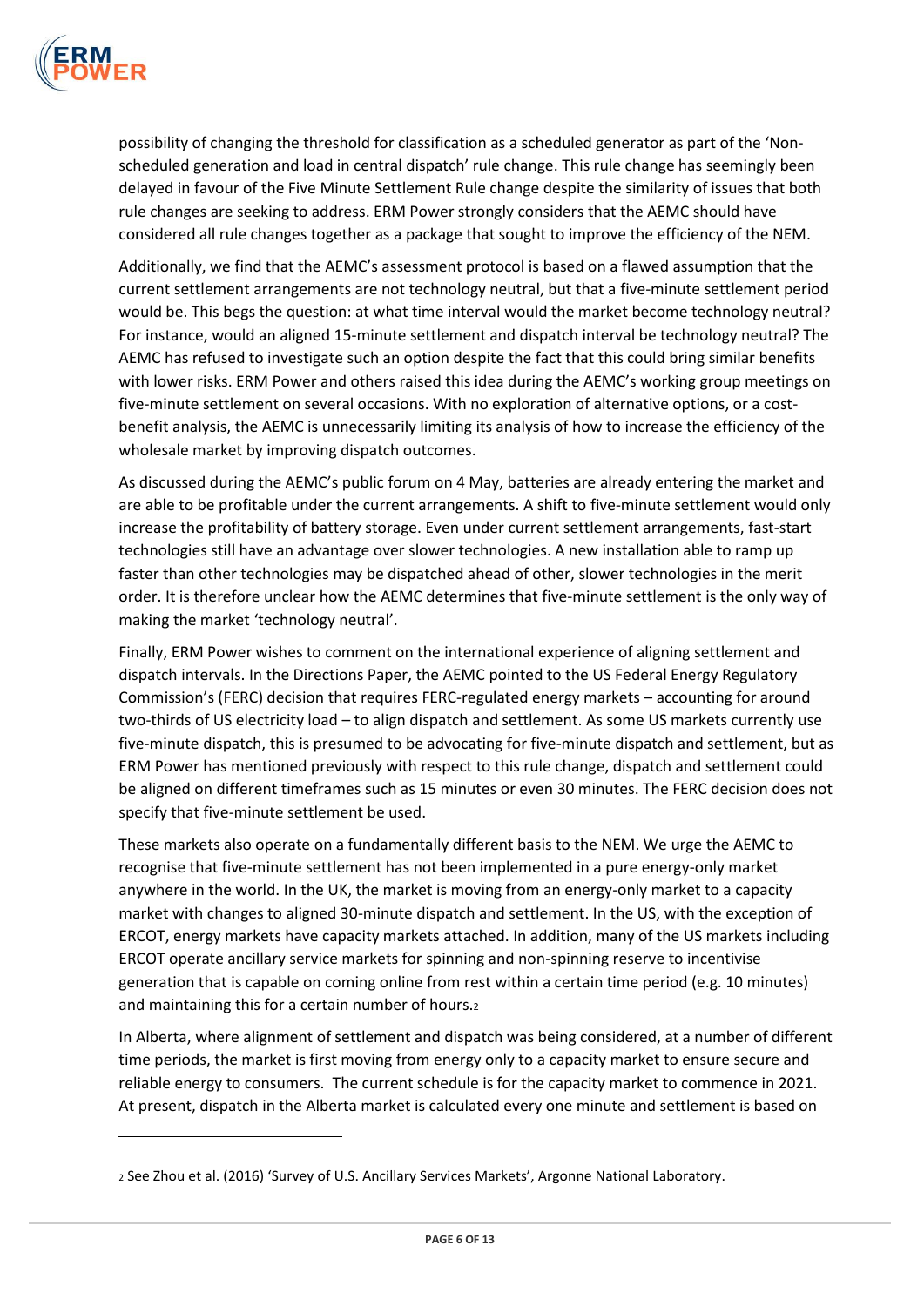possibility of changing the threshold for classification as a scheduled generator as part of the 'Non-scheduled generation and load in central dispatch' rule change. This rule change has seemingly been delayed in favour of the Five Minute Settlement Rule change despite the similarity of issues that both rule changes are seeking to address. ERM Power strongly considers that the AEMC should have considered all rule changes together as a package that sought to improve the efficiency of the NEM.

Additionally, we find that the AEMC's assessment protocol is based on a flawed assumption that the current settlement arrangements are not technology neutral, but that a five-minute settlement period would be. This begs the question: at what time interval would the market become technology neutral? For instance, would an aligned 15-minute settlement and dispatch interval be technology neutral? The AEMC has refused to investigate such an option despite the fact that this could bring similar benefits with lower risks. ERM Power and others raised this idea during the AEMC's working group meetings on five-minute settlement on several occasions. With no exploration of alternative options, or a cost-benefit analysis, the AEMC is unnecessarily limiting its analysis of how to increase the efficiency of the wholesale market by improving dispatch outcomes.

As discussed during the AEMC's public forum on 4 May, batteries are already entering the market and are able to be profitable under the current arrangements. A shift to five-minute settlement would only increase the profitability of battery storage. Even under current settlement arrangements, fast-start technologies still have an advantage over slower technologies. A new installation able to ramp up faster than other technologies may be dispatched ahead of other, slower technologies in the merit order. It is therefore unclear how the AEMC determines that five-minute settlement is the only way of making the market 'technology neutral'.

Finally, ERM Power wishes to comment on the international experience of aligning settlement and dispatch intervals. In the Directions Paper, the AEMC pointed to the US Federal Energy Regulatory Commission's (FERC) decision that requires FERC-regulated energy markets – accounting for around two-thirds of US electricity load – to align dispatch and settlement. As some US markets currently use five-minute dispatch, this is presumed to be advocating for five-minute dispatch and settlement, but as ERM Power has mentioned previously with respect to this rule change, dispatch and settlement could be aligned on different timeframes such as 15 minutes or even 30 minutes. The FERC decision does not specify that five-minute settlement be used.

These markets also operate on a fundamentally different basis to the NEM. We urge the AEMC to recognise that five-minute settlement has not been implemented in a pure energy-only market anywhere in the world. In the UK, the market is moving from an energy-only market to a capacity market with changes to aligned 30-minute dispatch and settlement. In the US, with the exception of ERCOT, energy markets have capacity markets attached. In addition, many of the US markets including ERCOT operate ancillary service markets for spinning and non-spinning reserve to incentivise generation that is capable on coming online from rest within a certain time period (e.g. 10 minutes) and maintaining this for a certain number of hours.[2]

In Alberta, where alignment of settlement and dispatch was being considered, at a number of different time periods, the market is first moving from energy only to a capacity market to ensure secure and reliable energy to consumers. The current schedule is for the capacity market to commence in 2021. At present, dispatch in the Alberta market is calculated every one minute and settlement is based on

---

[2] See Zhou et al. (2016) 'Survey of U.S. Ancillary Services Markets', Argonne National Laboratory.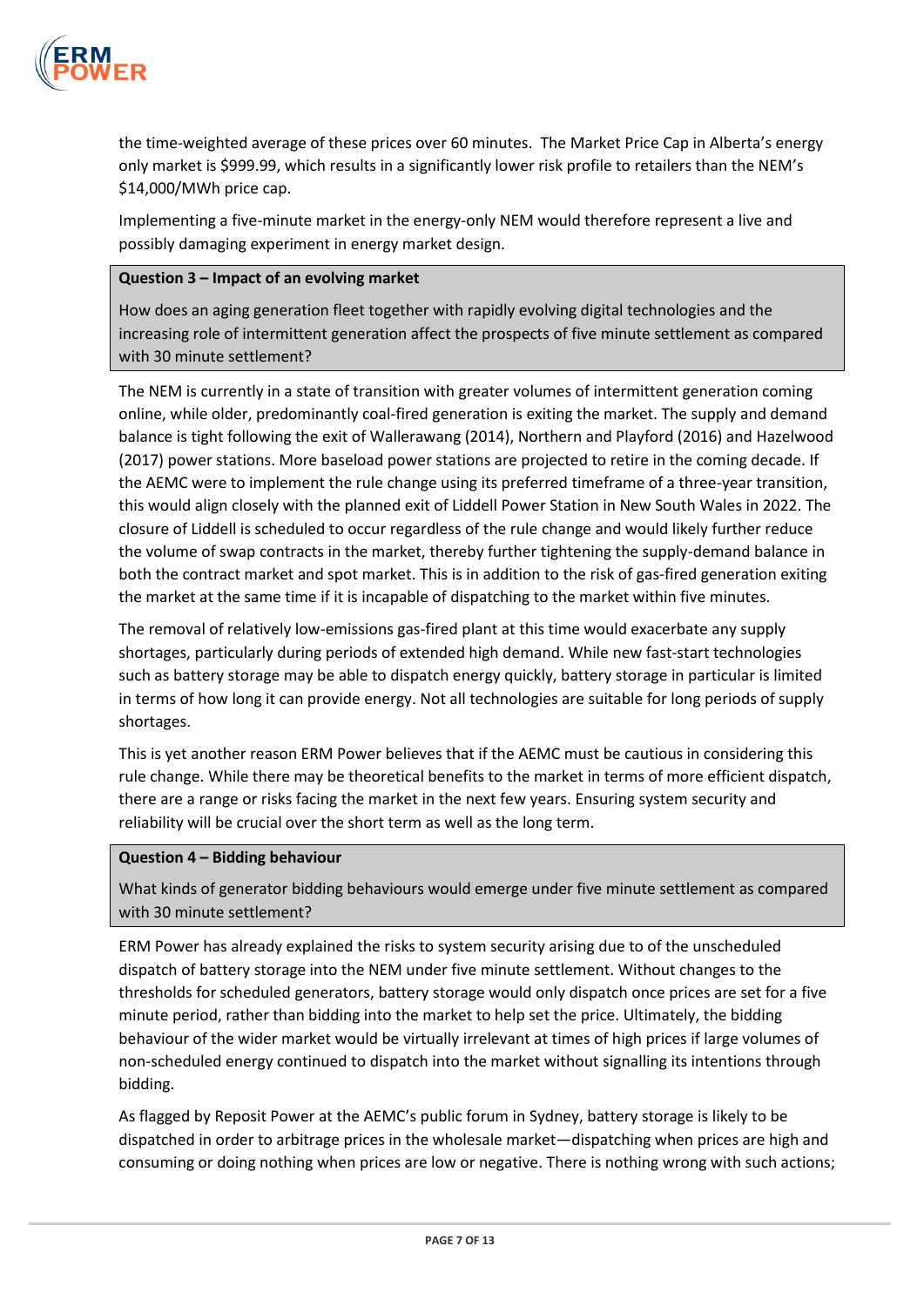the time-weighted average of these prices over 60 minutes. The Market Price Cap in Alberta's energy only market is $999.99, which results in a significantly lower risk profile to retailers than the NEM's $14,000/MWh price cap.

Implementing a five-minute market in the energy-only NEM would therefore represent a live and possibly damaging experiment in energy market design.

> **Question 3 – Impact of an evolving market**
>
> How does an aging generation fleet together with rapidly evolving digital technologies and the increasing role of intermittent generation affect the prospects of five minute settlement as compared with 30 minute settlement?

The NEM is currently in a state of transition with greater volumes of intermittent generation coming online, while older, predominantly coal-fired generation is exiting the market. The supply and demand balance is tight following the exit of Wallerawang (2014), Northern and Playford (2016) and Hazelwood (2017) power stations. More baseload power stations are projected to retire in the coming decade. If the AEMC were to implement the rule change using its preferred timeframe of a three-year transition, this would align closely with the planned exit of Liddell Power Station in New South Wales in 2022. The closure of Liddell is scheduled to occur regardless of the rule change and would likely further reduce the volume of swap contracts in the market, thereby further tightening the supply-demand balance in both the contract market and spot market. This is in addition to the risk of gas-fired generation exiting the market at the same time if it is incapable of dispatching to the market within five minutes.

The removal of relatively low-emissions gas-fired plant at this time would exacerbate any supply shortages, particularly during periods of extended high demand. While new fast-start technologies such as battery storage may be able to dispatch energy quickly, battery storage in particular is limited in terms of how long it can provide energy. Not all technologies are suitable for long periods of supply shortages.

This is yet another reason ERM Power believes that if the AEMC must be cautious in considering this rule change. While there may be theoretical benefits to the market in terms of more efficient dispatch, there are a range or risks facing the market in the next few years. Ensuring system security and reliability will be crucial over the short term as well as the long term.

> **Question 4 – Bidding behaviour**
>
> What kinds of generator bidding behaviours would emerge under five minute settlement as compared with 30 minute settlement?

ERM Power has already explained the risks to system security arising due to of the unscheduled dispatch of battery storage into the NEM under five minute settlement. Without changes to the thresholds for scheduled generators, battery storage would only dispatch once prices are set for a five minute period, rather than bidding into the market to help set the price. Ultimately, the bidding behaviour of the wider market would be virtually irrelevant at times of high prices if large volumes of non-scheduled energy continued to dispatch into the market without signalling its intentions through bidding.

As flagged by Reposit Power at the AEMC's public forum in Sydney, battery storage is likely to be dispatched in order to arbitrage prices in the wholesale market—dispatching when prices are high and consuming or doing nothing when prices are low or negative. There is nothing wrong with such actions;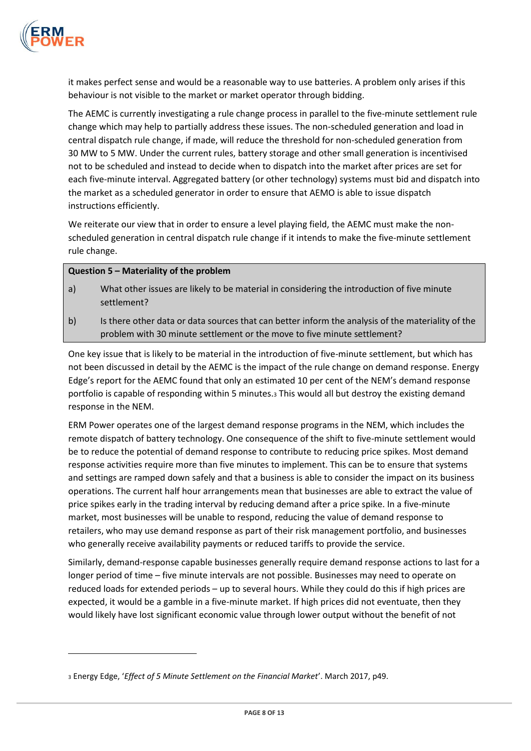it makes perfect sense and would be a reasonable way to use batteries. A problem only arises if this behaviour is not visible to the market or market operator through bidding.

The AEMC is currently investigating a rule change process in parallel to the five-minute settlement rule change which may help to partially address these issues. The non-scheduled generation and load in central dispatch rule change, if made, will reduce the threshold for non-scheduled generation from 30 MW to 5 MW. Under the current rules, battery storage and other small generation is incentivised not to be scheduled and instead to decide when to dispatch into the market after prices are set for each five-minute interval. Aggregated battery (or other technology) systems must bid and dispatch into the market as a scheduled generator in order to ensure that AEMO is able to issue dispatch instructions efficiently.

We reiterate our view that in order to ensure a level playing field, the AEMC must make the non-scheduled generation in central dispatch rule change if it intends to make the five-minute settlement rule change.

**Question 5 – Materiality of the problem**

a) What other issues are likely to be material in considering the introduction of five minute settlement?

b) Is there other data or data sources that can better inform the analysis of the materiality of the problem with 30 minute settlement or the move to five minute settlement?

One key issue that is likely to be material in the introduction of five-minute settlement, but which has not been discussed in detail by the AEMC is the impact of the rule change on demand response. Energy Edge's report for the AEMC found that only an estimated 10 per cent of the NEM's demand response portfolio is capable of responding within 5 minutes.[3] This would all but destroy the existing demand response in the NEM.

ERM Power operates one of the largest demand response programs in the NEM, which includes the remote dispatch of battery technology. One consequence of the shift to five-minute settlement would be to reduce the potential of demand response to contribute to reducing price spikes. Most demand response activities require more than five minutes to implement. This can be to ensure that systems and settings are ramped down safely and that a business is able to consider the impact on its business operations. The current half hour arrangements mean that businesses are able to extract the value of price spikes early in the trading interval by reducing demand after a price spike. In a five-minute market, most businesses will be unable to respond, reducing the value of demand response to retailers, who may use demand response as part of their risk management portfolio, and businesses who generally receive availability payments or reduced tariffs to provide the service.

Similarly, demand-response capable businesses generally require demand response actions to last for a longer period of time – five minute intervals are not possible. Businesses may need to operate on reduced loads for extended periods – up to several hours. While they could do this if high prices are expected, it would be a gamble in a five-minute market. If high prices did not eventuate, then they would likely have lost significant economic value through lower output without the benefit of not

[3] Energy Edge, '*Effect of 5 Minute Settlement on the Financial Market*'. March 2017, p49.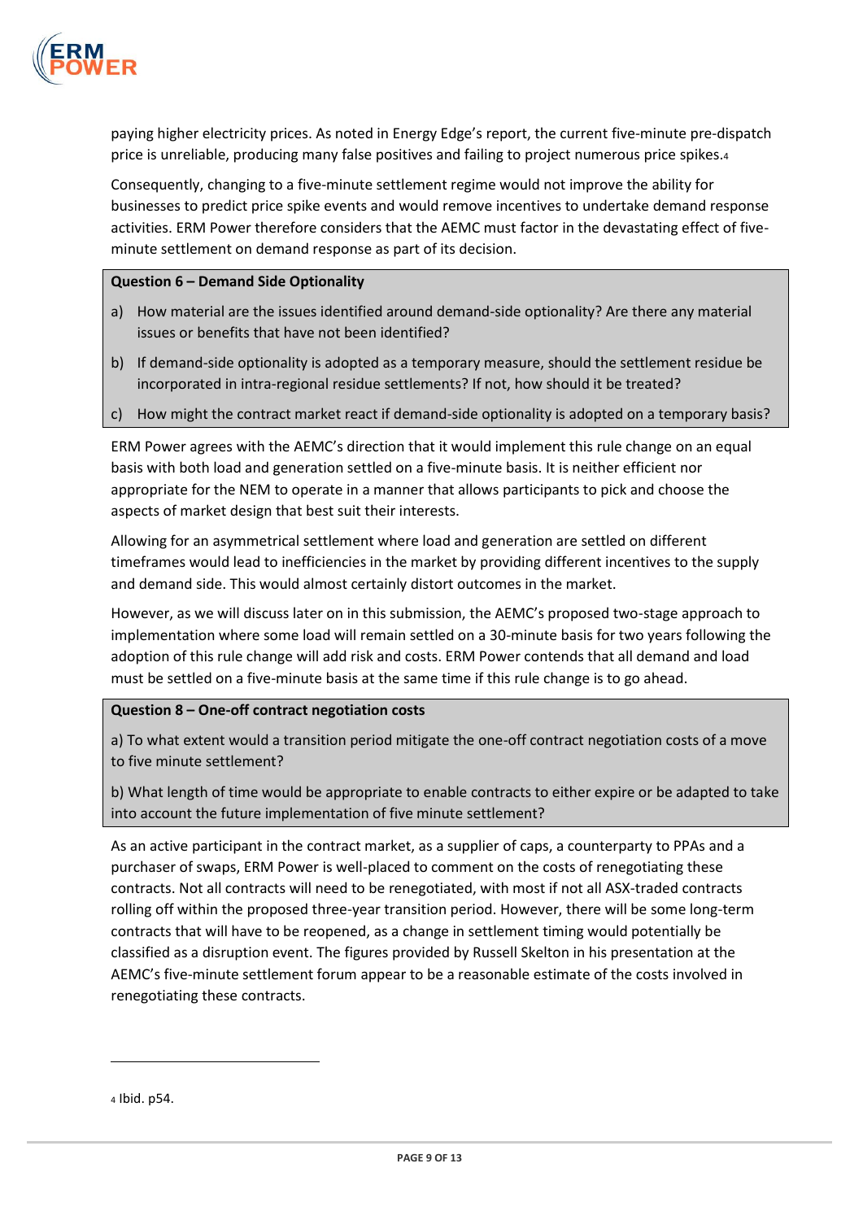paying higher electricity prices. As noted in Energy Edge's report, the current five-minute pre-dispatch price is unreliable, producing many false positives and failing to project numerous price spikes.[4]

Consequently, changing to a five-minute settlement regime would not improve the ability for businesses to predict price spike events and would remove incentives to undertake demand response activities. ERM Power therefore considers that the AEMC must factor in the devastating effect of five-minute settlement on demand response as part of its decision.

**Question 6 – Demand Side Optionality**

a) How material are the issues identified around demand-side optionality? Are there any material issues or benefits that have not been identified?

b) If demand-side optionality is adopted as a temporary measure, should the settlement residue be incorporated in intra-regional residue settlements? If not, how should it be treated?

c) How might the contract market react if demand-side optionality is adopted on a temporary basis?

ERM Power agrees with the AEMC's direction that it would implement this rule change on an equal basis with both load and generation settled on a five-minute basis. It is neither efficient nor appropriate for the NEM to operate in a manner that allows participants to pick and choose the aspects of market design that best suit their interests.

Allowing for an asymmetrical settlement where load and generation are settled on different timeframes would lead to inefficiencies in the market by providing different incentives to the supply and demand side. This would almost certainly distort outcomes in the market.

However, as we will discuss later on in this submission, the AEMC's proposed two-stage approach to implementation where some load will remain settled on a 30-minute basis for two years following the adoption of this rule change will add risk and costs. ERM Power contends that all demand and load must be settled on a five-minute basis at the same time if this rule change is to go ahead.

**Question 8 – One-off contract negotiation costs**

a) To what extent would a transition period mitigate the one-off contract negotiation costs of a move to five minute settlement?

b) What length of time would be appropriate to enable contracts to either expire or be adapted to take into account the future implementation of five minute settlement?

As an active participant in the contract market, as a supplier of caps, a counterparty to PPAs and a purchaser of swaps, ERM Power is well-placed to comment on the costs of renegotiating these contracts. Not all contracts will need to be renegotiated, with most if not all ASX-traded contracts rolling off within the proposed three-year transition period. However, there will be some long-term contracts that will have to be reopened, as a change in settlement timing would potentially be classified as a disruption event. The figures provided by Russell Skelton in his presentation at the AEMC's five-minute settlement forum appear to be a reasonable estimate of the costs involved in renegotiating these contracts.

---

[4] Ibid. p54.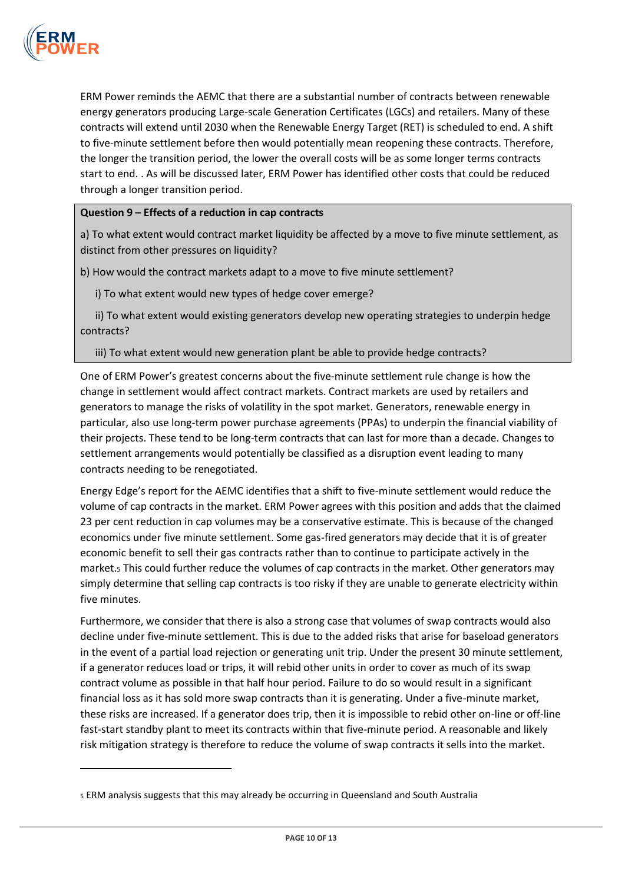ERM Power reminds the AEMC that there are a substantial number of contracts between renewable energy generators producing Large-scale Generation Certificates (LGCs) and retailers. Many of these contracts will extend until 2030 when the Renewable Energy Target (RET) is scheduled to end. A shift to five-minute settlement before then would potentially mean reopening these contracts. Therefore, the longer the transition period, the lower the overall costs will be as some longer terms contracts start to end. . As will be discussed later, ERM Power has identified other costs that could be reduced through a longer transition period.

**Question 9 – Effects of a reduction in cap contracts**

a) To what extent would contract market liquidity be affected by a move to five minute settlement, as distinct from other pressures on liquidity?

b) How would the contract markets adapt to a move to five minute settlement?

i) To what extent would new types of hedge cover emerge?

ii) To what extent would existing generators develop new operating strategies to underpin hedge contracts?

iii) To what extent would new generation plant be able to provide hedge contracts?

One of ERM Power's greatest concerns about the five-minute settlement rule change is how the change in settlement would affect contract markets. Contract markets are used by retailers and generators to manage the risks of volatility in the spot market. Generators, renewable energy in particular, also use long-term power purchase agreements (PPAs) to underpin the financial viability of their projects. These tend to be long-term contracts that can last for more than a decade. Changes to settlement arrangements would potentially be classified as a disruption event leading to many contracts needing to be renegotiated.

Energy Edge's report for the AEMC identifies that a shift to five-minute settlement would reduce the volume of cap contracts in the market. ERM Power agrees with this position and adds that the claimed 23 per cent reduction in cap volumes may be a conservative estimate. This is because of the changed economics under five minute settlement. Some gas-fired generators may decide that it is of greater economic benefit to sell their gas contracts rather than to continue to participate actively in the market.[5] This could further reduce the volumes of cap contracts in the market. Other generators may simply determine that selling cap contracts is too risky if they are unable to generate electricity within five minutes.

Furthermore, we consider that there is also a strong case that volumes of swap contracts would also decline under five-minute settlement. This is due to the added risks that arise for baseload generators in the event of a partial load rejection or generating unit trip. Under the present 30 minute settlement, if a generator reduces load or trips, it will rebid other units in order to cover as much of its swap contract volume as possible in that half hour period. Failure to do so would result in a significant financial loss as it has sold more swap contracts than it is generating. Under a five-minute market, these risks are increased. If a generator does trip, then it is impossible to rebid other on-line or off-line fast-start standby plant to meet its contracts within that five-minute period. A reasonable and likely risk mitigation strategy is therefore to reduce the volume of swap contracts it sells into the market.

---

[5] ERM analysis suggests that this may already be occurring in Queensland and South Australia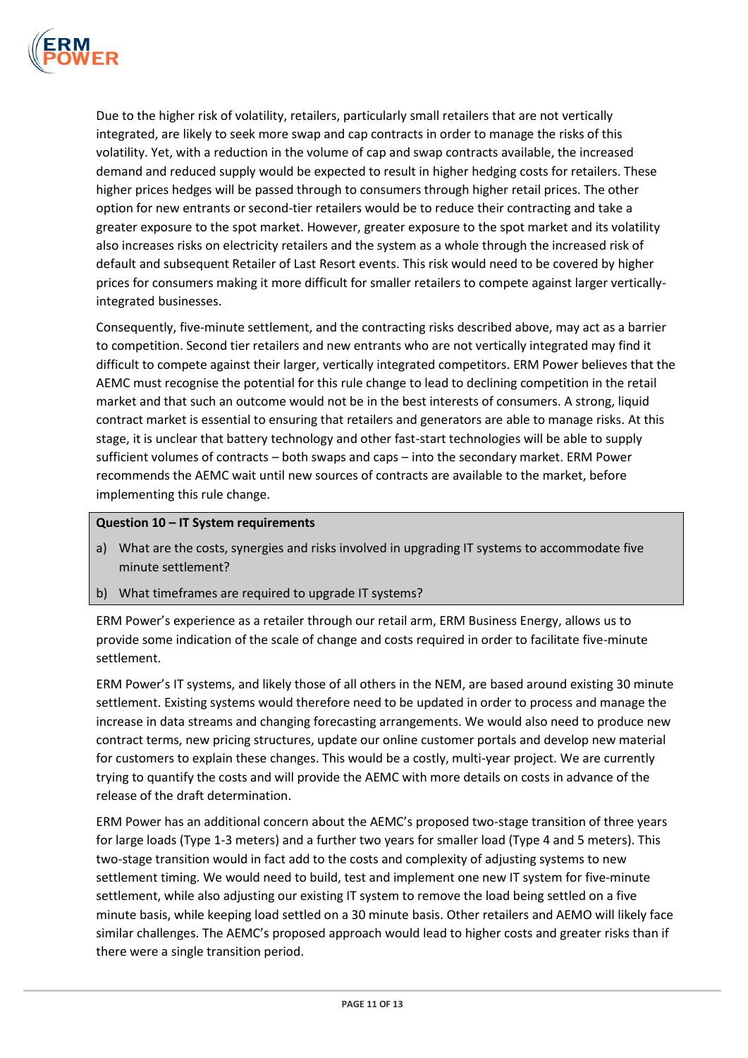Due to the higher risk of volatility, retailers, particularly small retailers that are not vertically integrated, are likely to seek more swap and cap contracts in order to manage the risks of this volatility. Yet, with a reduction in the volume of cap and swap contracts available, the increased demand and reduced supply would be expected to result in higher hedging costs for retailers. These higher prices hedges will be passed through to consumers through higher retail prices. The other option for new entrants or second-tier retailers would be to reduce their contracting and take a greater exposure to the spot market. However, greater exposure to the spot market and its volatility also increases risks on electricity retailers and the system as a whole through the increased risk of default and subsequent Retailer of Last Resort events. This risk would need to be covered by higher prices for consumers making it more difficult for smaller retailers to compete against larger vertically-integrated businesses.

Consequently, five-minute settlement, and the contracting risks described above, may act as a barrier to competition. Second tier retailers and new entrants who are not vertically integrated may find it difficult to compete against their larger, vertically integrated competitors. ERM Power believes that the AEMC must recognise the potential for this rule change to lead to declining competition in the retail market and that such an outcome would not be in the best interests of consumers. A strong, liquid contract market is essential to ensuring that retailers and generators are able to manage risks. At this stage, it is unclear that battery technology and other fast-start technologies will be able to supply sufficient volumes of contracts – both swaps and caps – into the secondary market. ERM Power recommends the AEMC wait until new sources of contracts are available to the market, before implementing this rule change.

**Question 10 – IT System requirements**

a) What are the costs, synergies and risks involved in upgrading IT systems to accommodate five minute settlement?

b) What timeframes are required to upgrade IT systems?

ERM Power's experience as a retailer through our retail arm, ERM Business Energy, allows us to provide some indication of the scale of change and costs required in order to facilitate five-minute settlement.

ERM Power's IT systems, and likely those of all others in the NEM, are based around existing 30 minute settlement. Existing systems would therefore need to be updated in order to process and manage the increase in data streams and changing forecasting arrangements. We would also need to produce new contract terms, new pricing structures, update our online customer portals and develop new material for customers to explain these changes. This would be a costly, multi-year project. We are currently trying to quantify the costs and will provide the AEMC with more details on costs in advance of the release of the draft determination.

ERM Power has an additional concern about the AEMC's proposed two-stage transition of three years for large loads (Type 1-3 meters) and a further two years for smaller load (Type 4 and 5 meters). This two-stage transition would in fact add to the costs and complexity of adjusting systems to new settlement timing. We would need to build, test and implement one new IT system for five-minute settlement, while also adjusting our existing IT system to remove the load being settled on a five minute basis, while keeping load settled on a 30 minute basis. Other retailers and AEMO will likely face similar challenges. The AEMC's proposed approach would lead to higher costs and greater risks than if there were a single transition period.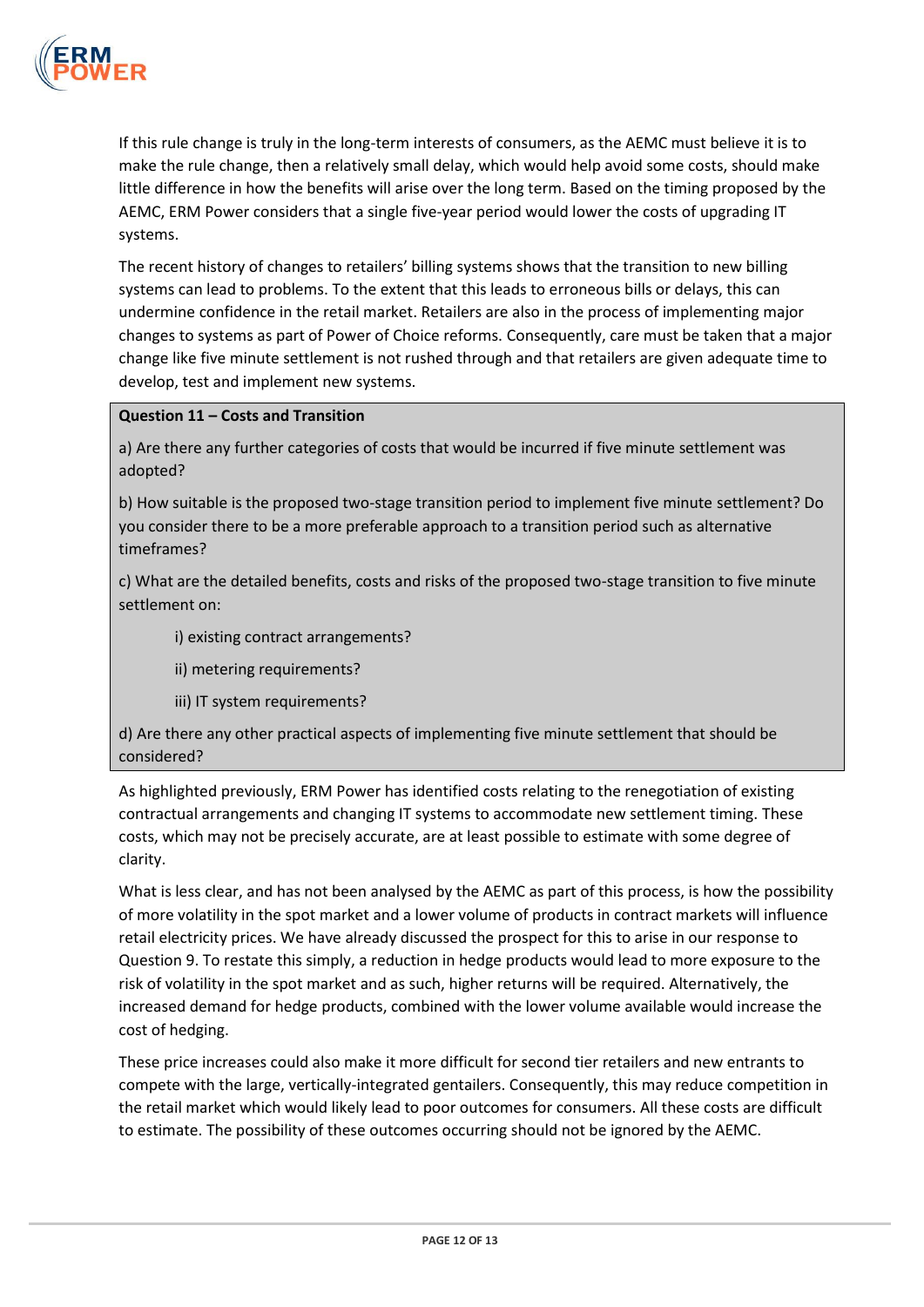If this rule change is truly in the long-term interests of consumers, as the AEMC must believe it is to make the rule change, then a relatively small delay, which would help avoid some costs, should make little difference in how the benefits will arise over the long term. Based on the timing proposed by the AEMC, ERM Power considers that a single five-year period would lower the costs of upgrading IT systems.

The recent history of changes to retailers' billing systems shows that the transition to new billing systems can lead to problems. To the extent that this leads to erroneous bills or delays, this can undermine confidence in the retail market. Retailers are also in the process of implementing major changes to systems as part of Power of Choice reforms. Consequently, care must be taken that a major change like five minute settlement is not rushed through and that retailers are given adequate time to develop, test and implement new systems.

> **Question 11 – Costs and Transition**
>
> a) Are there any further categories of costs that would be incurred if five minute settlement was adopted?
>
> b) How suitable is the proposed two-stage transition period to implement five minute settlement? Do you consider there to be a more preferable approach to a transition period such as alternative timeframes?
>
> c) What are the detailed benefits, costs and risks of the proposed two-stage transition to five minute settlement on:
>
> i) existing contract arrangements?
>
> ii) metering requirements?
>
> iii) IT system requirements?
>
> d) Are there any other practical aspects of implementing five minute settlement that should be considered?

As highlighted previously, ERM Power has identified costs relating to the renegotiation of existing contractual arrangements and changing IT systems to accommodate new settlement timing. These costs, which may not be precisely accurate, are at least possible to estimate with some degree of clarity.

What is less clear, and has not been analysed by the AEMC as part of this process, is how the possibility of more volatility in the spot market and a lower volume of products in contract markets will influence retail electricity prices. We have already discussed the prospect for this to arise in our response to Question 9. To restate this simply, a reduction in hedge products would lead to more exposure to the risk of volatility in the spot market and as such, higher returns will be required. Alternatively, the increased demand for hedge products, combined with the lower volume available would increase the cost of hedging.

These price increases could also make it more difficult for second tier retailers and new entrants to compete with the large, vertically-integrated gentailers. Consequently, this may reduce competition in the retail market which would likely lead to poor outcomes for consumers. All these costs are difficult to estimate. The possibility of these outcomes occurring should not be ignored by the AEMC.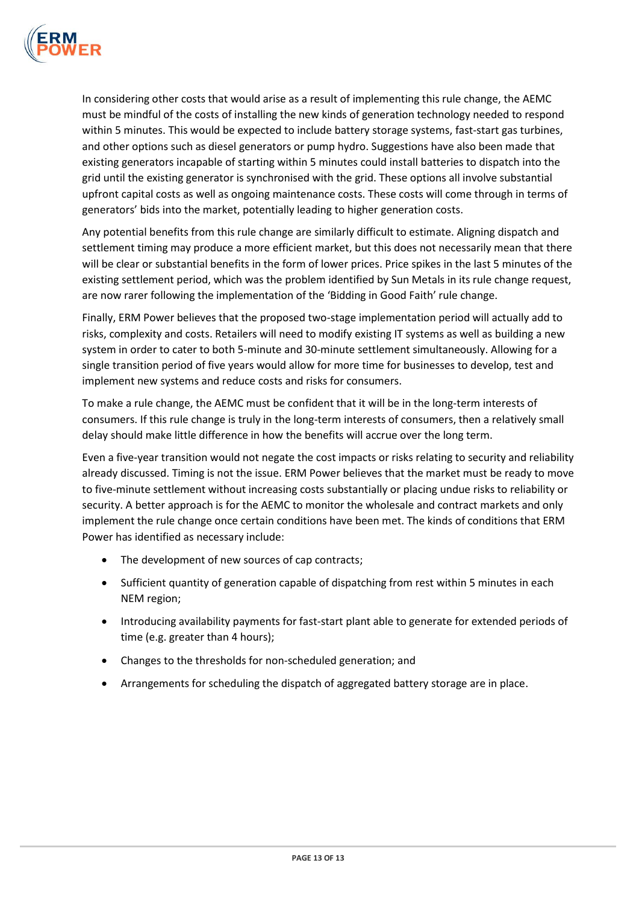In considering other costs that would arise as a result of implementing this rule change, the AEMC must be mindful of the costs of installing the new kinds of generation technology needed to respond within 5 minutes. This would be expected to include battery storage systems, fast-start gas turbines, and other options such as diesel generators or pump hydro. Suggestions have also been made that existing generators incapable of starting within 5 minutes could install batteries to dispatch into the grid until the existing generator is synchronised with the grid. These options all involve substantial upfront capital costs as well as ongoing maintenance costs. These costs will come through in terms of generators' bids into the market, potentially leading to higher generation costs.

Any potential benefits from this rule change are similarly difficult to estimate. Aligning dispatch and settlement timing may produce a more efficient market, but this does not necessarily mean that there will be clear or substantial benefits in the form of lower prices. Price spikes in the last 5 minutes of the existing settlement period, which was the problem identified by Sun Metals in its rule change request, are now rarer following the implementation of the 'Bidding in Good Faith' rule change.

Finally, ERM Power believes that the proposed two-stage implementation period will actually add to risks, complexity and costs. Retailers will need to modify existing IT systems as well as building a new system in order to cater to both 5-minute and 30-minute settlement simultaneously. Allowing for a single transition period of five years would allow for more time for businesses to develop, test and implement new systems and reduce costs and risks for consumers.

To make a rule change, the AEMC must be confident that it will be in the long-term interests of consumers. If this rule change is truly in the long-term interests of consumers, then a relatively small delay should make little difference in how the benefits will accrue over the long term.

Even a five-year transition would not negate the cost impacts or risks relating to security and reliability already discussed. Timing is not the issue. ERM Power believes that the market must be ready to move to five-minute settlement without increasing costs substantially or placing undue risks to reliability or security. A better approach is for the AEMC to monitor the wholesale and contract markets and only implement the rule change once certain conditions have been met. The kinds of conditions that ERM Power has identified as necessary include:

- The development of new sources of cap contracts;
- Sufficient quantity of generation capable of dispatching from rest within 5 minutes in each NEM region;
- Introducing availability payments for fast-start plant able to generate for extended periods of time (e.g. greater than 4 hours);
- Changes to the thresholds for non-scheduled generation; and
- Arrangements for scheduling the dispatch of aggregated battery storage are in place.